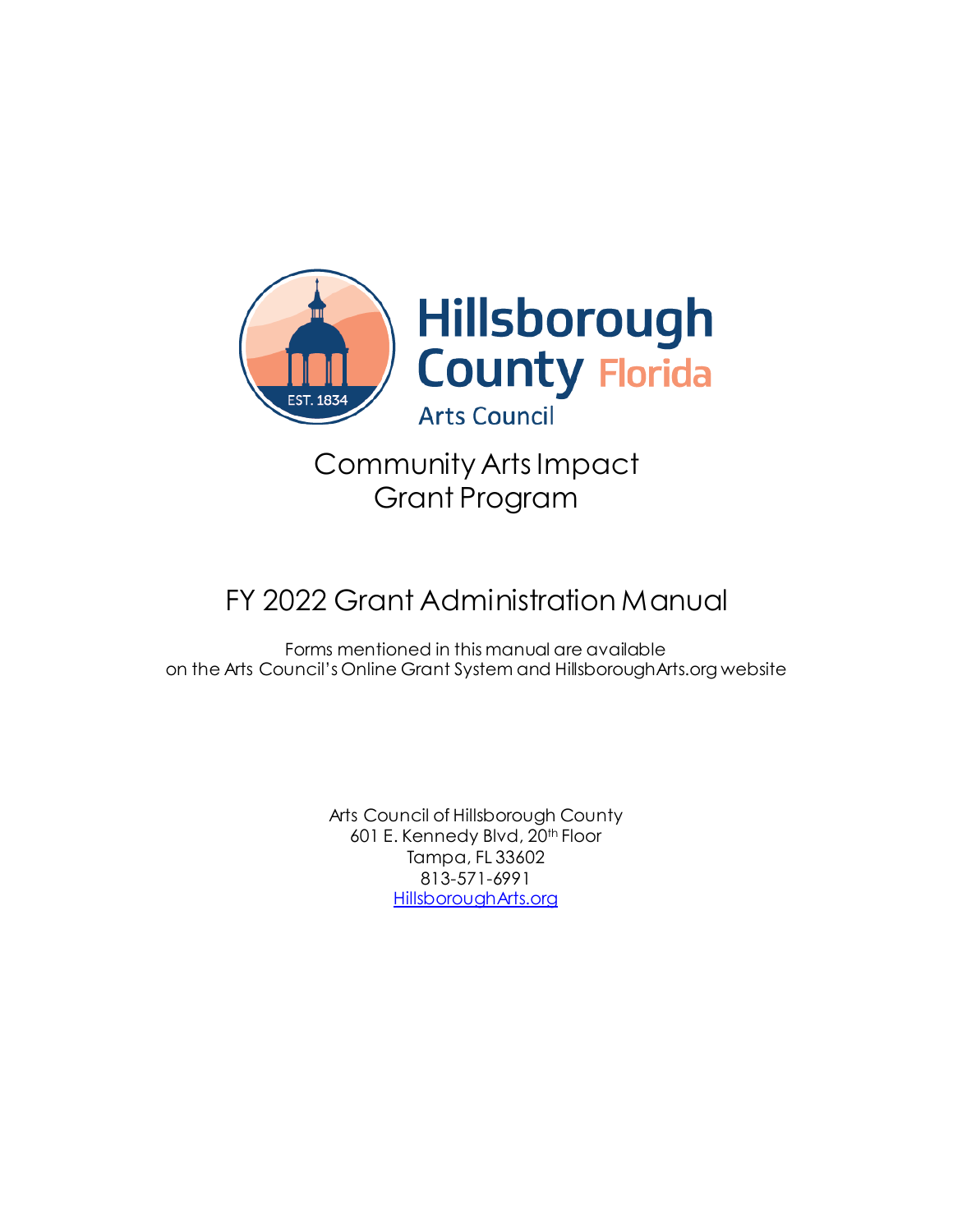Hillsborough County Florida

Arts Council

# Community Arts Impact Grant Program

## FY 2022 Grant Administration Manual

Forms mentioned in this manual are available on the Arts Council's Online Grant System and HillsboroughArts.org website

Arts Council of Hillsborough County
601 E. Kennedy Blvd, 20th Floor
Tampa, FL 33602
813-571-6991
[HillsboroughArts.org](HillsboroughArts.org)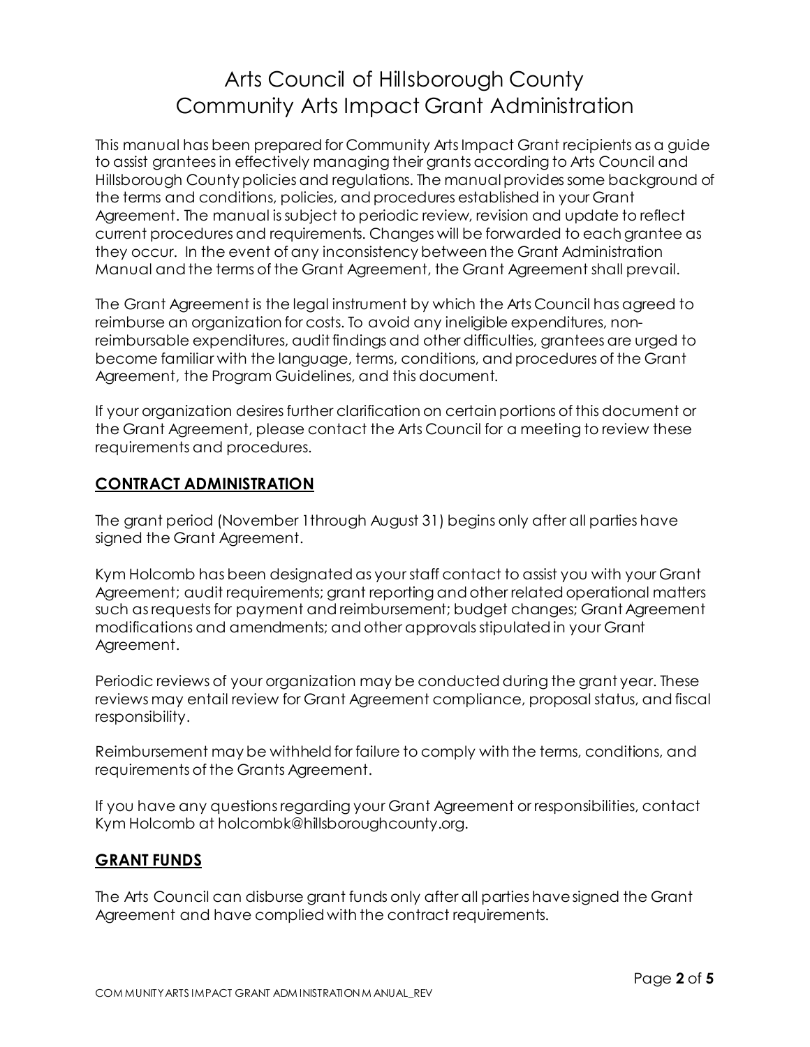# Arts Council of Hillsborough County
# Community Arts Impact Grant Administration

This manual has been prepared for Community Arts Impact Grant recipients as a guide to assist grantees in effectively managing their grants according to Arts Council and Hillsborough County policies and regulations. The manual provides some background of the terms and conditions, policies, and procedures established in your Grant Agreement. The manual is subject to periodic review, revision and update to reflect current procedures and requirements. Changes will be forwarded to each grantee as they occur. In the event of any inconsistency between the Grant Administration Manual and the terms of the Grant Agreement, the Grant Agreement shall prevail.

The Grant Agreement is the legal instrument by which the Arts Council has agreed to reimburse an organization for costs. To avoid any ineligible expenditures, non-reimbursable expenditures, audit findings and other difficulties, grantees are urged to become familiar with the language, terms, conditions, and procedures of the Grant Agreement, the Program Guidelines, and this document.

If your organization desires further clarification on certain portions of this document or the Grant Agreement, please contact the Arts Council for a meeting to review these requirements and procedures.

## CONTRACT ADMINISTRATION

The grant period (November 1through August 31) begins only after all parties have signed the Grant Agreement.

Kym Holcomb has been designated as your staff contact to assist you with your Grant Agreement; audit requirements; grant reporting and other related operational matters such as requests for payment and reimbursement; budget changes; Grant Agreement modifications and amendments; and other approvals stipulated in your Grant Agreement.

Periodic reviews of your organization may be conducted during the grant year. These reviews may entail review for Grant Agreement compliance, proposal status, and fiscal responsibility.

Reimbursement may be withheld for failure to comply with the terms, conditions, and requirements of the Grants Agreement.

If you have any questions regarding your Grant Agreement or responsibilities, contact Kym Holcomb at holcombk@hillsboroughcounty.org.

## GRANT FUNDS

The Arts Council can disburse grant funds only after all parties have signed the Grant Agreement and have complied with the contract requirements.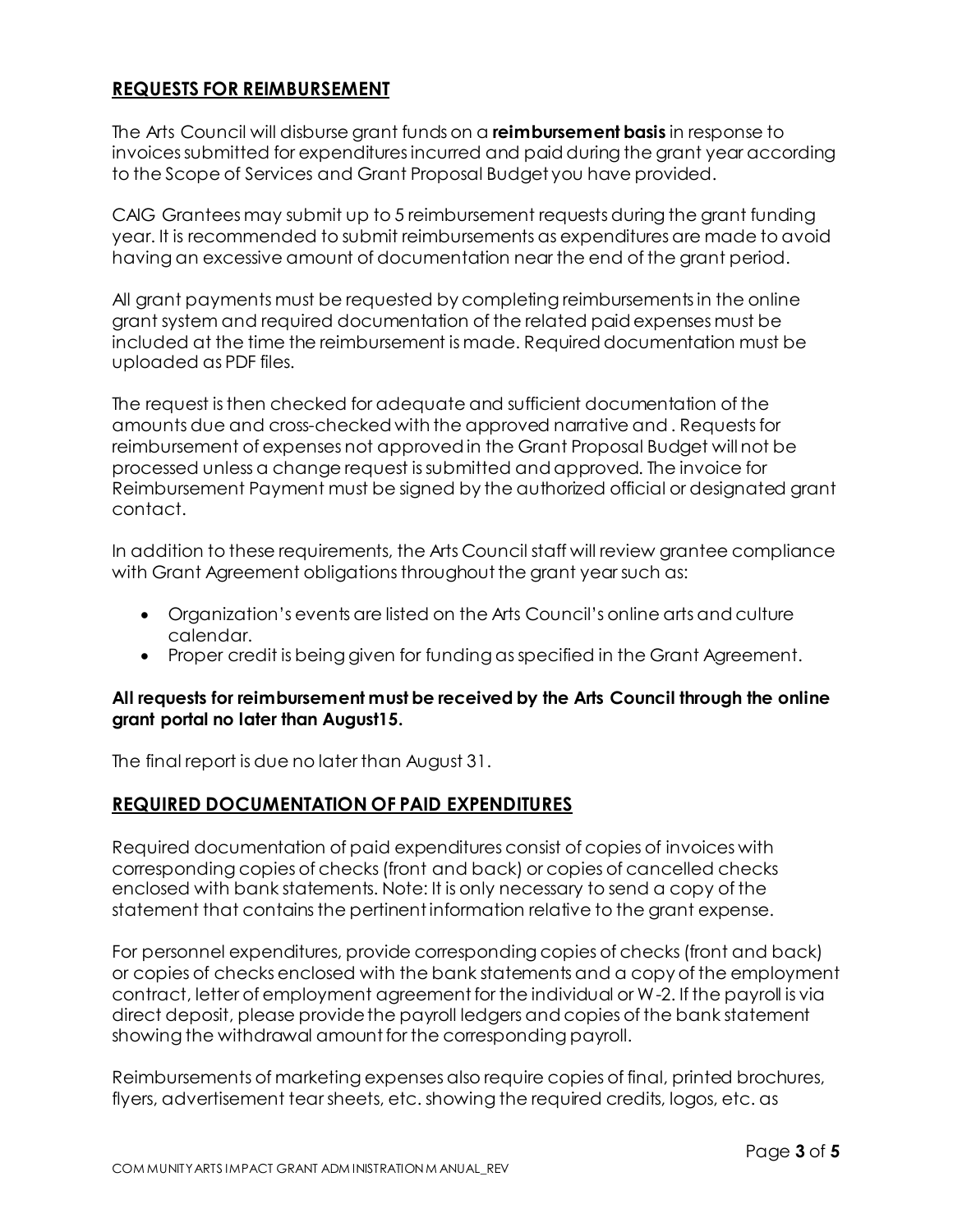## REQUESTS FOR REIMBURSEMENT

The Arts Council will disburse grant funds on a **reimbursement basis** in response to invoices submitted for expenditures incurred and paid during the grant year according to the Scope of Services and Grant Proposal Budget you have provided.

CAIG Grantees may submit up to 5 reimbursement requests during the grant funding year. It is recommended to submit reimbursements as expenditures are made to avoid having an excessive amount of documentation near the end of the grant period.

All grant payments must be requested by completing reimbursements in the online grant system and required documentation of the related paid expenses must be included at the time the reimbursement is made. Required documentation must be uploaded as PDF files.

The request is then checked for adequate and sufficient documentation of the amounts due and cross-checked with the approved narrative and . Requests for reimbursement of expenses not approved in the Grant Proposal Budget will not be processed unless a change request is submitted and approved. The invoice for Reimbursement Payment must be signed by the authorized official or designated grant contact.

In addition to these requirements, the Arts Council staff will review grantee compliance with Grant Agreement obligations throughout the grant year such as:

- Organization's events are listed on the Arts Council's online arts and culture calendar.
- Proper credit is being given for funding as specified in the Grant Agreement.

**All requests for reimbursement must be received by the Arts Council through the online grant portal no later than August15.**

The final report is due no later than August 31.

## REQUIRED DOCUMENTATION OF PAID EXPENDITURES

Required documentation of paid expenditures consist of copies of invoices with corresponding copies of checks (front and back) or copies of cancelled checks enclosed with bank statements. Note: It is only necessary to send a copy of the statement that contains the pertinent information relative to the grant expense.

For personnel expenditures, provide corresponding copies of checks (front and back) or copies of checks enclosed with the bank statements and a copy of the employment contract, letter of employment agreement for the individual or W-2. If the payroll is via direct deposit, please provide the payroll ledgers and copies of the bank statement showing the withdrawal amount for the corresponding payroll.

Reimbursements of marketing expenses also require copies of final, printed brochures, flyers, advertisement tear sheets, etc. showing the required credits, logos, etc. as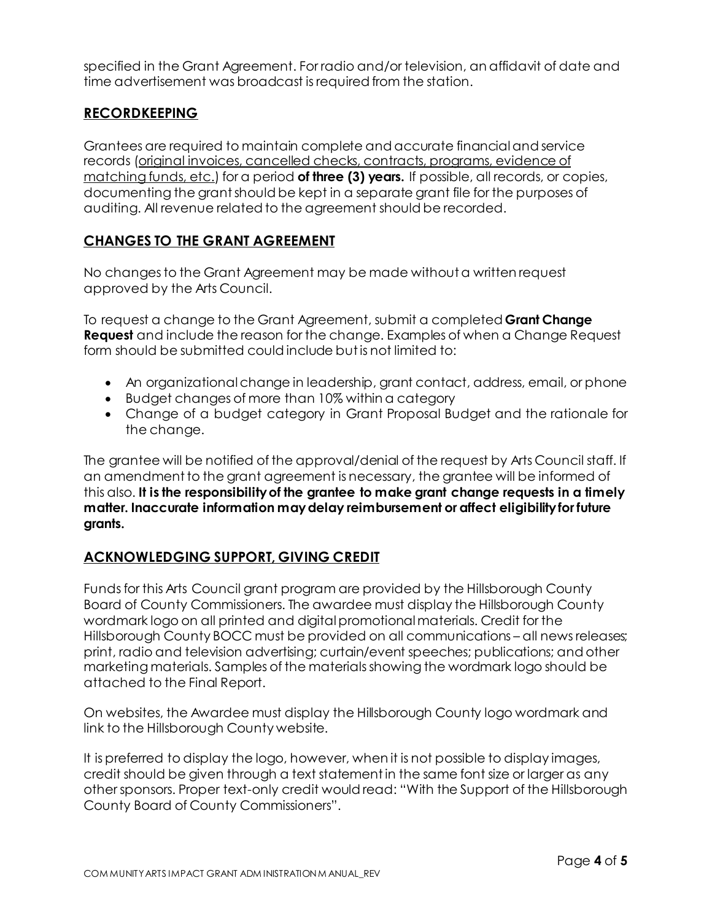specified in the Grant Agreement. For radio and/or television, an affidavit of date and time advertisement was broadcast is required from the station.

## RECORDKEEPING

Grantees are required to maintain complete and accurate financial and service records (original invoices, cancelled checks, contracts, programs, evidence of matching funds, etc.) for a period **of three (3) years.** If possible, all records, or copies, documenting the grant should be kept in a separate grant file for the purposes of auditing. All revenue related to the agreement should be recorded.

## CHANGES TO THE GRANT AGREEMENT

No changes to the Grant Agreement may be made without a written request approved by the Arts Council.

To request a change to the Grant Agreement, submit a completed **Grant Change Request** and include the reason for the change. Examples of when a Change Request form should be submitted could include but is not limited to:

- An organizational change in leadership, grant contact, address, email, or phone
- Budget changes of more than 10% within a category
- Change of a budget category in Grant Proposal Budget and the rationale for the change.

The grantee will be notified of the approval/denial of the request by Arts Council staff. If an amendment to the grant agreement is necessary, the grantee will be informed of this also. **It is the responsibility of the grantee to make grant change requests in a timely matter. Inaccurate information may delay reimbursement or affect eligibility for future grants.**

## ACKNOWLEDGING SUPPORT, GIVING CREDIT

Funds for this Arts Council grant program are provided by the Hillsborough County Board of County Commissioners. The awardee must display the Hillsborough County wordmark logo on all printed and digital promotional materials. Credit for the Hillsborough County BOCC must be provided on all communications – all news releases; print, radio and television advertising; curtain/event speeches; publications; and other marketing materials. Samples of the materials showing the wordmark logo should be attached to the Final Report.

On websites, the Awardee must display the Hillsborough County logo wordmark and link to the Hillsborough County website.

It is preferred to display the logo, however, when it is not possible to display images, credit should be given through a text statement in the same font size or larger as any other sponsors. Proper text-only credit would read: "With the Support of the Hillsborough County Board of County Commissioners".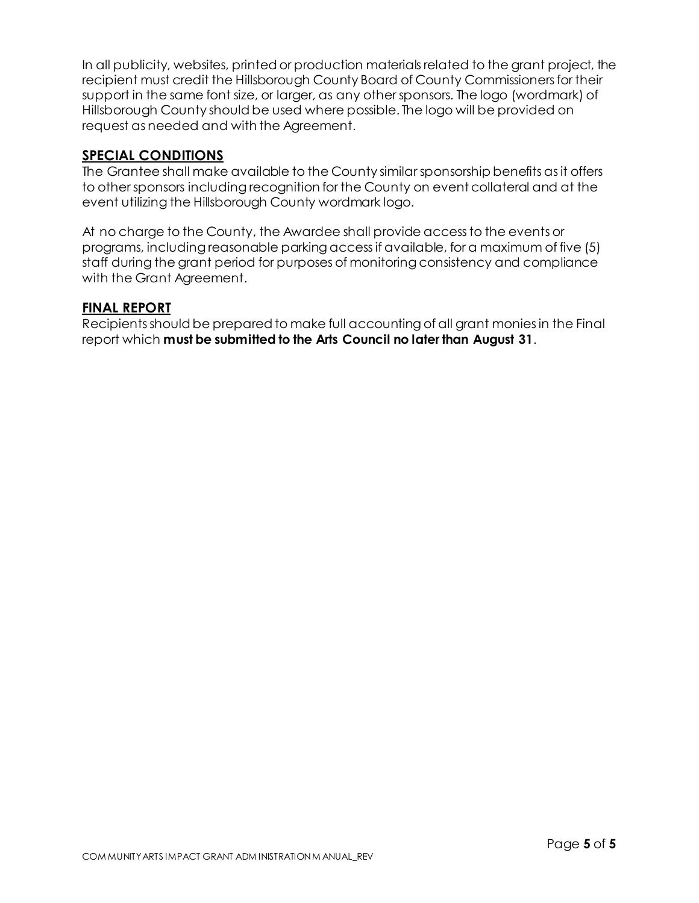In all publicity, websites, printed or production materials related to the grant project, the recipient must credit the Hillsborough County Board of County Commissioners for their support in the same font size, or larger, as any other sponsors. The logo (wordmark) of Hillsborough County should be used where possible. The logo will be provided on request as needed and with the Agreement.

## SPECIAL CONDITIONS

The Grantee shall make available to the County similar sponsorship benefits as it offers to other sponsors including recognition for the County on event collateral and at the event utilizing the Hillsborough County wordmark logo.

At no charge to the County, the Awardee shall provide access to the events or programs, including reasonable parking access if available, for a maximum of five (5) staff during the grant period for purposes of monitoring consistency and compliance with the Grant Agreement.

## FINAL REPORT

Recipients should be prepared to make full accounting of all grant monies in the Final report which **must be submitted to the Arts Council no later than August 31**.